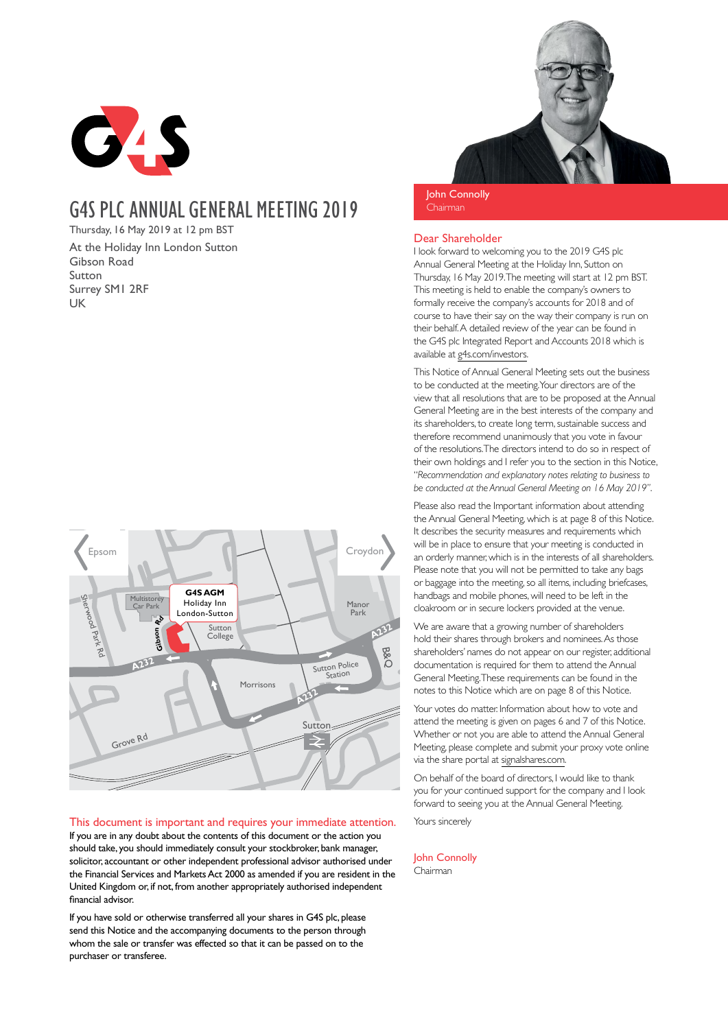# G4S PLC ANNUAL GENERAL MEETING 2019

Thursday, 16 May 2019 at 12 pm BST

At the Holiday Inn London Sutton
Gibson Road
Sutton
Surrey SM1 2RF
UK

**G4S AGM**
Holiday Inn
London-Sutton

## This document is important and requires your immediate attention.

If you are in any doubt about the contents of this document or the action you should take, you should immediately consult your stockbroker, bank manager, solicitor, accountant or other independent professional advisor authorised under the Financial Services and Markets Act 2000 as amended if you are resident in the United Kingdom or, if not, from another appropriately authorised independent financial advisor.

If you have sold or otherwise transferred all your shares in G4S plc, please send this Notice and the accompanying documents to the person through whom the sale or transfer was effected so that it can be passed on to the purchaser or transferee.

John Connolly
Chairman

## Dear Shareholder

I look forward to welcoming you to the 2019 G4S plc Annual General Meeting at the Holiday Inn, Sutton on Thursday, 16 May 2019. The meeting will start at 12 pm BST. This meeting is held to enable the company's owners to formally receive the company's accounts for 2018 and of course to have their say on the way their company is run on their behalf. A detailed review of the year can be found in the G4S plc Integrated Report and Accounts 2018 which is available at g4s.com/investors.

This Notice of Annual General Meeting sets out the business to be conducted at the meeting. Your directors are of the view that all resolutions that are to be proposed at the Annual General Meeting are in the best interests of the company and its shareholders, to create long term, sustainable success and therefore recommend unanimously that you vote in favour of the resolutions. The directors intend to do so in respect of their own holdings and I refer you to the section in this Notice, "*Recommendation and explanatory notes relating to business to be conducted at the Annual General Meeting on 16 May 2019*".

Please also read the Important information about attending the Annual General Meeting, which is at page 8 of this Notice. It describes the security measures and requirements which will be in place to ensure that your meeting is conducted in an orderly manner, which is in the interests of all shareholders. Please note that you will not be permitted to take any bags or baggage into the meeting, so all items, including briefcases, handbags and mobile phones, will need to be left in the cloakroom or in secure lockers provided at the venue.

We are aware that a growing number of shareholders hold their shares through brokers and nominees. As those shareholders' names do not appear on our register, additional documentation is required for them to attend the Annual General Meeting. These requirements can be found in the notes to this Notice which are on page 8 of this Notice.

Your votes do matter. Information about how to vote and attend the meeting is given on pages 6 and 7 of this Notice. Whether or not you are able to attend the Annual General Meeting, please complete and submit your proxy vote online via the share portal at signalshares.com.

On behalf of the board of directors, I would like to thank you for your continued support for the company and I look forward to seeing you at the Annual General Meeting.

Yours sincerely

John Connolly
Chairman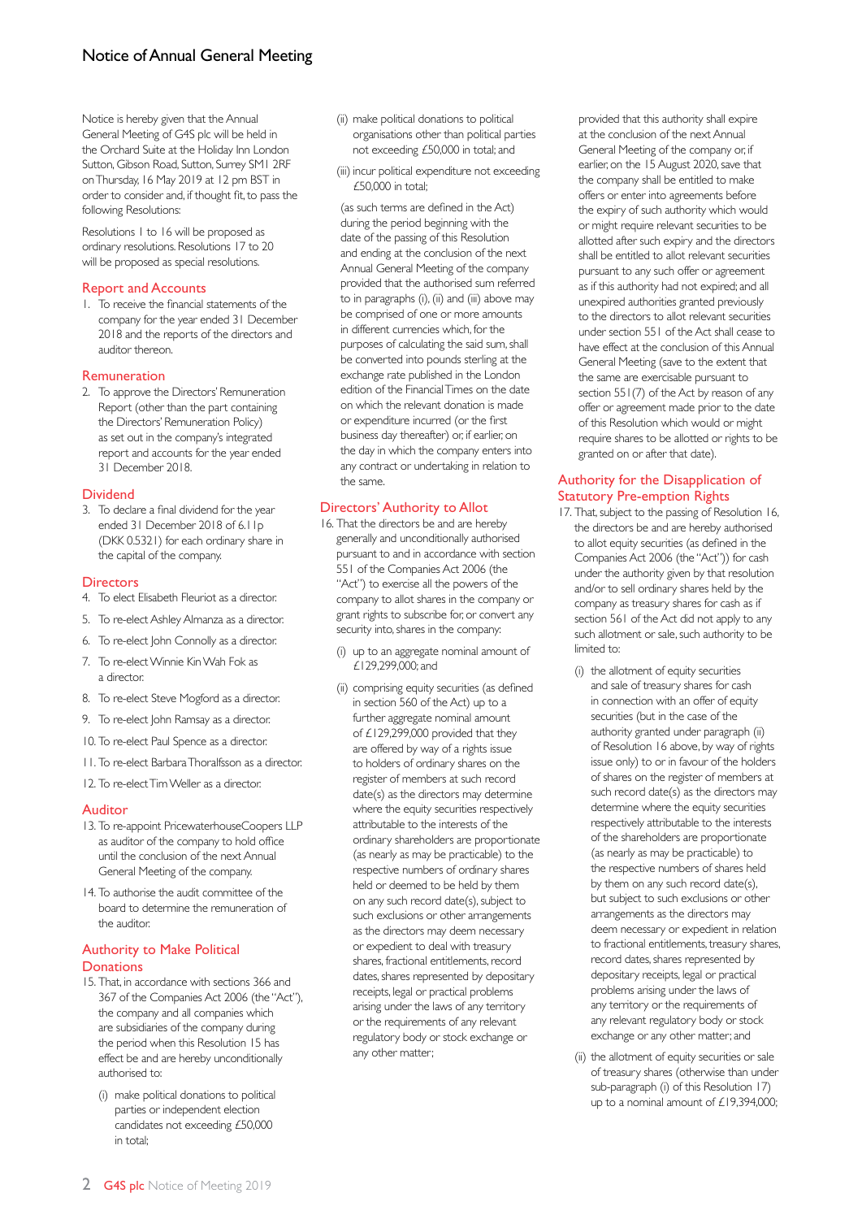# Notice of Annual General Meeting

Notice is hereby given that the Annual General Meeting of G4S plc will be held in the Orchard Suite at the Holiday Inn London Sutton, Gibson Road, Sutton, Surrey SM1 2RF on Thursday, 16 May 2019 at 12 pm BST in order to consider and, if thought fit, to pass the following Resolutions:

Resolutions 1 to 16 will be proposed as ordinary resolutions. Resolutions 17 to 20 will be proposed as special resolutions.

## Report and Accounts

1. To receive the financial statements of the company for the year ended 31 December 2018 and the reports of the directors and auditor thereon.

## Remuneration

2. To approve the Directors' Remuneration Report (other than the part containing the Directors' Remuneration Policy) as set out in the company's integrated report and accounts for the year ended 31 December 2018.

## Dividend

3. To declare a final dividend for the year ended 31 December 2018 of 6.11p (DKK 0.5321) for each ordinary share in the capital of the company.

## Directors

4. To elect Elisabeth Fleuriot as a director.
5. To re-elect Ashley Almanza as a director.
6. To re-elect John Connolly as a director.
7. To re-elect Winnie Kin Wah Fok as a director.
8. To re-elect Steve Mogford as a director.
9. To re-elect John Ramsay as a director.
10. To re-elect Paul Spence as a director.
11. To re-elect Barbara Thoralfsson as a director.
12. To re-elect Tim Weller as a director.

## Auditor

13. To re-appoint PricewaterhouseCoopers LLP as auditor of the company to hold office until the conclusion of the next Annual General Meeting of the company.
14. To authorise the audit committee of the board to determine the remuneration of the auditor.

## Authority to Make Political Donations

15. That, in accordance with sections 366 and 367 of the Companies Act 2006 (the "Act"), the company and all companies which are subsidiaries of the company during the period when this Resolution 15 has effect be and are hereby unconditionally authorised to:

    (i) make political donations to political parties or independent election candidates not exceeding £50,000 in total;

    (ii) make political donations to political organisations other than political parties not exceeding £50,000 in total; and

    (iii) incur political expenditure not exceeding £50,000 in total;

    (as such terms are defined in the Act) during the period beginning with the date of the passing of this Resolution and ending at the conclusion of the next Annual General Meeting of the company provided that the authorised sum referred to in paragraphs (i), (ii) and (iii) above may be comprised of one or more amounts in different currencies which, for the purposes of calculating the said sum, shall be converted into pounds sterling at the exchange rate published in the London edition of the Financial Times on the date on which the relevant donation is made or expenditure incurred (or the first business day thereafter) or, if earlier, on the day in which the company enters into any contract or undertaking in relation to the same.

## Directors' Authority to Allot

16. That the directors be and are hereby generally and unconditionally authorised pursuant to and in accordance with section 551 of the Companies Act 2006 (the "Act") to exercise all the powers of the company to allot shares in the company or grant rights to subscribe for, or convert any security into, shares in the company:

    (i) up to an aggregate nominal amount of £129,299,000; and

    (ii) comprising equity securities (as defined in section 560 of the Act) up to a further aggregate nominal amount of £129,299,000 provided that they are offered by way of a rights issue to holders of ordinary shares on the register of members at such record date(s) as the directors may determine where the equity securities respectively attributable to the interests of the ordinary shareholders are proportionate (as nearly as may be practicable) to the respective numbers of ordinary shares held or deemed to be held by them on any such record date(s), subject to such exclusions or other arrangements as the directors may deem necessary or expedient to deal with treasury shares, fractional entitlements, record dates, shares represented by depositary receipts, legal or practical problems arising under the laws of any territory or the requirements of any relevant regulatory body or stock exchange or any other matter;

    provided that this authority shall expire at the conclusion of the next Annual General Meeting of the company or, if earlier, on the 15 August 2020, save that the company shall be entitled to make offers or enter into agreements before the expiry of such authority which would or might require relevant securities to be allotted after such expiry and the directors shall be entitled to allot relevant securities pursuant to any such offer or agreement as if this authority had not expired; and all unexpired authorities granted previously to the directors to allot relevant securities under section 551 of the Act shall cease to have effect at the conclusion of this Annual General Meeting (save to the extent that the same are exercisable pursuant to section 551(7) of the Act by reason of any offer or agreement made prior to the date of this Resolution which would or might require shares to be allotted or rights to be granted on or after that date).

## Authority for the Disapplication of Statutory Pre-emption Rights

17. That, subject to the passing of Resolution 16, the directors be and are hereby authorised to allot equity securities (as defined in the Companies Act 2006 (the "Act")) for cash under the authority given by that resolution and/or to sell ordinary shares held by the company as treasury shares for cash as if section 561 of the Act did not apply to any such allotment or sale, such authority to be limited to:

    (i) the allotment of equity securities and sale of treasury shares for cash in connection with an offer of equity securities (but in the case of the authority granted under paragraph (ii) of Resolution 16 above, by way of rights issue only) to or in favour of the holders of shares on the register of members at such record date(s) as the directors may determine where the equity securities respectively attributable to the interests of the shareholders are proportionate (as nearly as may be practicable) to the respective numbers of shares held by them on any such record date(s), but subject to such exclusions or other arrangements as the directors may deem necessary or expedient in relation to fractional entitlements, treasury shares, record dates, shares represented by depositary receipts, legal or practical problems arising under the laws of any territory or the requirements of any relevant regulatory body or stock exchange or any other matter; and

    (ii) the allotment of equity securities or sale of treasury shares (otherwise than under sub-paragraph (i) of this Resolution 17) up to a nominal amount of £19,394,000;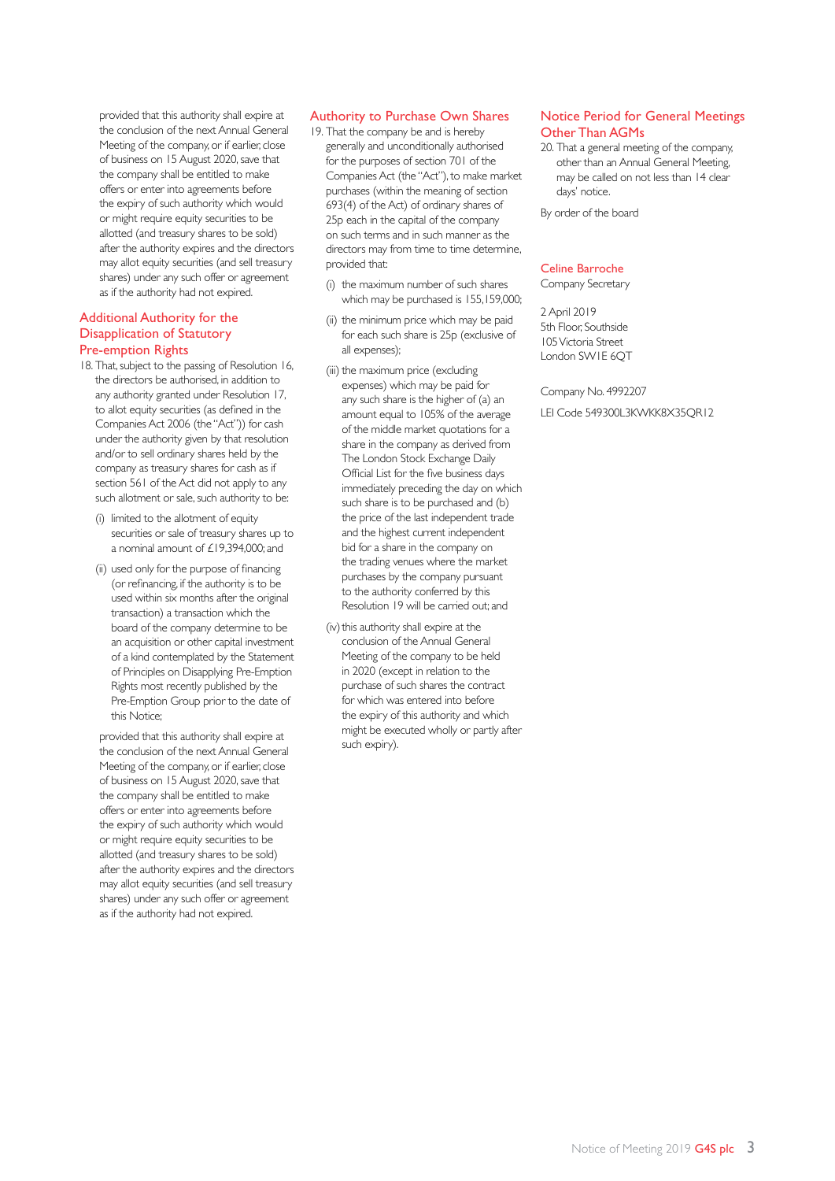provided that this authority shall expire at the conclusion of the next Annual General Meeting of the company, or if earlier, close of business on 15 August 2020, save that the company shall be entitled to make offers or enter into agreements before the expiry of such authority which would or might require equity securities to be allotted (and treasury shares to be sold) after the authority expires and the directors may allot equity securities (and sell treasury shares) under any such offer or agreement as if the authority had not expired.

## Additional Authority for the Disapplication of Statutory Pre-emption Rights

18. That, subject to the passing of Resolution 16, the directors be authorised, in addition to any authority granted under Resolution 17, to allot equity securities (as defined in the Companies Act 2006 (the "Act")) for cash under the authority given by that resolution and/or to sell ordinary shares held by the company as treasury shares for cash as if section 561 of the Act did not apply to any such allotment or sale, such authority to be:

    (i) limited to the allotment of equity securities or sale of treasury shares up to a nominal amount of £19,394,000; and

    (ii) used only for the purpose of financing (or refinancing, if the authority is to be used within six months after the original transaction) a transaction which the board of the company determine to be an acquisition or other capital investment of a kind contemplated by the Statement of Principles on Disapplying Pre-Emption Rights most recently published by the Pre-Emption Group prior to the date of this Notice;

    provided that this authority shall expire at the conclusion of the next Annual General Meeting of the company, or if earlier, close of business on 15 August 2020, save that the company shall be entitled to make offers or enter into agreements before the expiry of such authority which would or might require equity securities to be allotted (and treasury shares to be sold) after the authority expires and the directors may allot equity securities (and sell treasury shares) under any such offer or agreement as if the authority had not expired.

## Authority to Purchase Own Shares

19. That the company be and is hereby generally and unconditionally authorised for the purposes of section 701 of the Companies Act (the "Act"), to make market purchases (within the meaning of section 693(4) of the Act) of ordinary shares of 25p each in the capital of the company on such terms and in such manner as the directors may from time to time determine, provided that:

    (i) the maximum number of such shares which may be purchased is 155,159,000;

    (ii) the minimum price which may be paid for each such share is 25p (exclusive of all expenses);

    (iii) the maximum price (excluding expenses) which may be paid for any such share is the higher of (a) an amount equal to 105% of the average of the middle market quotations for a share in the company as derived from The London Stock Exchange Daily Official List for the five business days immediately preceding the day on which such share is to be purchased and (b) the price of the last independent trade and the highest current independent bid for a share in the company on the trading venues where the market purchases by the company pursuant to the authority conferred by this Resolution 19 will be carried out; and

    (iv) this authority shall expire at the conclusion of the Annual General Meeting of the company to be held in 2020 (except in relation to the purchase of such shares the contract for which was entered into before the expiry of this authority and which might be executed wholly or partly after such expiry).

## Notice Period for General Meetings Other Than AGMs

20. That a general meeting of the company, other than an Annual General Meeting, may be called on not less than 14 clear days' notice.

By order of the board

**Celine Barroche**
Company Secretary

2 April 2019
5th Floor, Southside
105 Victoria Street
London SW1E 6QT

Company No. 4992207

LEI Code 549300L3KWKK8X35QR12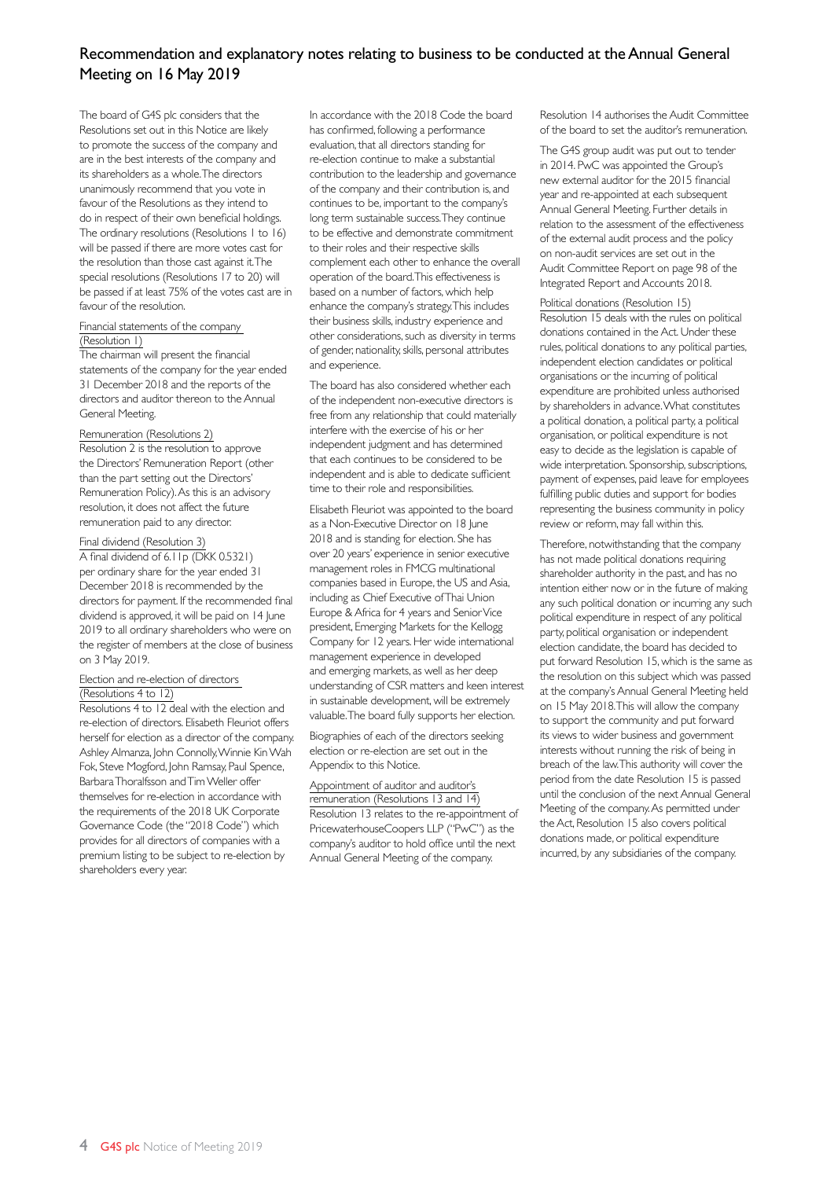# Recommendation and explanatory notes relating to business to be conducted at the Annual General Meeting on 16 May 2019

The board of G4S plc considers that the Resolutions set out in this Notice are likely to promote the success of the company and are in the best interests of the company and its shareholders as a whole. The directors unanimously recommend that you vote in favour of the Resolutions as they intend to do in respect of their own beneficial holdings. The ordinary resolutions (Resolutions 1 to 16) will be passed if there are more votes cast for the resolution than those cast against it. The special resolutions (Resolutions 17 to 20) will be passed if at least 75% of the votes cast are in favour of the resolution.

### Financial statements of the company (Resolution 1)

The chairman will present the financial statements of the company for the year ended 31 December 2018 and the reports of the directors and auditor thereon to the Annual General Meeting.

### Remuneration (Resolutions 2)

Resolution 2 is the resolution to approve the Directors' Remuneration Report (other than the part setting out the Directors' Remuneration Policy). As this is an advisory resolution, it does not affect the future remuneration paid to any director.

### Final dividend (Resolution 3)

A final dividend of 6.11p (DKK 0.5321) per ordinary share for the year ended 31 December 2018 is recommended by the directors for payment. If the recommended final dividend is approved, it will be paid on 14 June 2019 to all ordinary shareholders who were on the register of members at the close of business on 3 May 2019.

### Election and re-election of directors (Resolutions 4 to 12)

Resolutions 4 to 12 deal with the election and re-election of directors. Elisabeth Fleuriot offers herself for election as a director of the company. Ashley Almanza, John Connolly, Winnie Kin Wah Fok, Steve Mogford, John Ramsay, Paul Spence, Barbara Thoralfsson and Tim Weller offer themselves for re-election in accordance with the requirements of the 2018 UK Corporate Governance Code (the "2018 Code") which provides for all directors of companies with a premium listing to be subject to re-election by shareholders every year.

In accordance with the 2018 Code the board has confirmed, following a performance evaluation, that all directors standing for re-election continue to make a substantial contribution to the leadership and governance of the company and their contribution is, and continues to be, important to the company's long term sustainable success. They continue to be effective and demonstrate commitment to their roles and their respective skills complement each other to enhance the overall operation of the board. This effectiveness is based on a number of factors, which help enhance the company's strategy. This includes their business skills, industry experience and other considerations, such as diversity in terms of gender, nationality, skills, personal attributes and experience.

The board has also considered whether each of the independent non-executive directors is free from any relationship that could materially interfere with the exercise of his or her independent judgment and has determined that each continues to be considered to be independent and is able to dedicate sufficient time to their role and responsibilities.

Elisabeth Fleuriot was appointed to the board as a Non-Executive Director on 18 June 2018 and is standing for election. She has over 20 years' experience in senior executive management roles in FMCG multinational companies based in Europe, the US and Asia, including as Chief Executive of Thai Union Europe & Africa for 4 years and Senior Vice president, Emerging Markets for the Kellogg Company for 12 years. Her wide international management experience in developed and emerging markets, as well as her deep understanding of CSR matters and keen interest in sustainable development, will be extremely valuable. The board fully supports her election.

Biographies of each of the directors seeking election or re-election are set out in the Appendix to this Notice.

### Appointment of auditor and auditor's remuneration (Resolutions 13 and 14)

Resolution 13 relates to the re-appointment of PricewaterhouseCoopers LLP ("PwC") as the company's auditor to hold office until the next Annual General Meeting of the company.

Resolution 14 authorises the Audit Committee of the board to set the auditor's remuneration.

The G4S group audit was put out to tender in 2014. PwC was appointed the Group's new external auditor for the 2015 financial year and re-appointed at each subsequent Annual General Meeting. Further details in relation to the assessment of the effectiveness of the external audit process and the policy on non-audit services are set out in the Audit Committee Report on page 98 of the Integrated Report and Accounts 2018.

### Political donations (Resolution 15)

Resolution 15 deals with the rules on political donations contained in the Act. Under these rules, political donations to any political parties, independent election candidates or political organisations or the incurring of political expenditure are prohibited unless authorised by shareholders in advance. What constitutes a political donation, a political party, a political organisation, or political expenditure is not easy to decide as the legislation is capable of wide interpretation. Sponsorship, subscriptions, payment of expenses, paid leave for employees fulfilling public duties and support for bodies representing the business community in policy review or reform, may fall within this.

Therefore, notwithstanding that the company has not made political donations requiring shareholder authority in the past, and has no intention either now or in the future of making any such political donation or incurring any such political expenditure in respect of any political party, political organisation or independent election candidate, the board has decided to put forward Resolution 15, which is the same as the resolution on this subject which was passed at the company's Annual General Meeting held on 15 May 2018. This will allow the company to support the community and put forward its views to wider business and government interests without running the risk of being in breach of the law. This authority will cover the period from the date Resolution 15 is passed until the conclusion of the next Annual General Meeting of the company. As permitted under the Act, Resolution 15 also covers political donations made, or political expenditure incurred, by any subsidiaries of the company.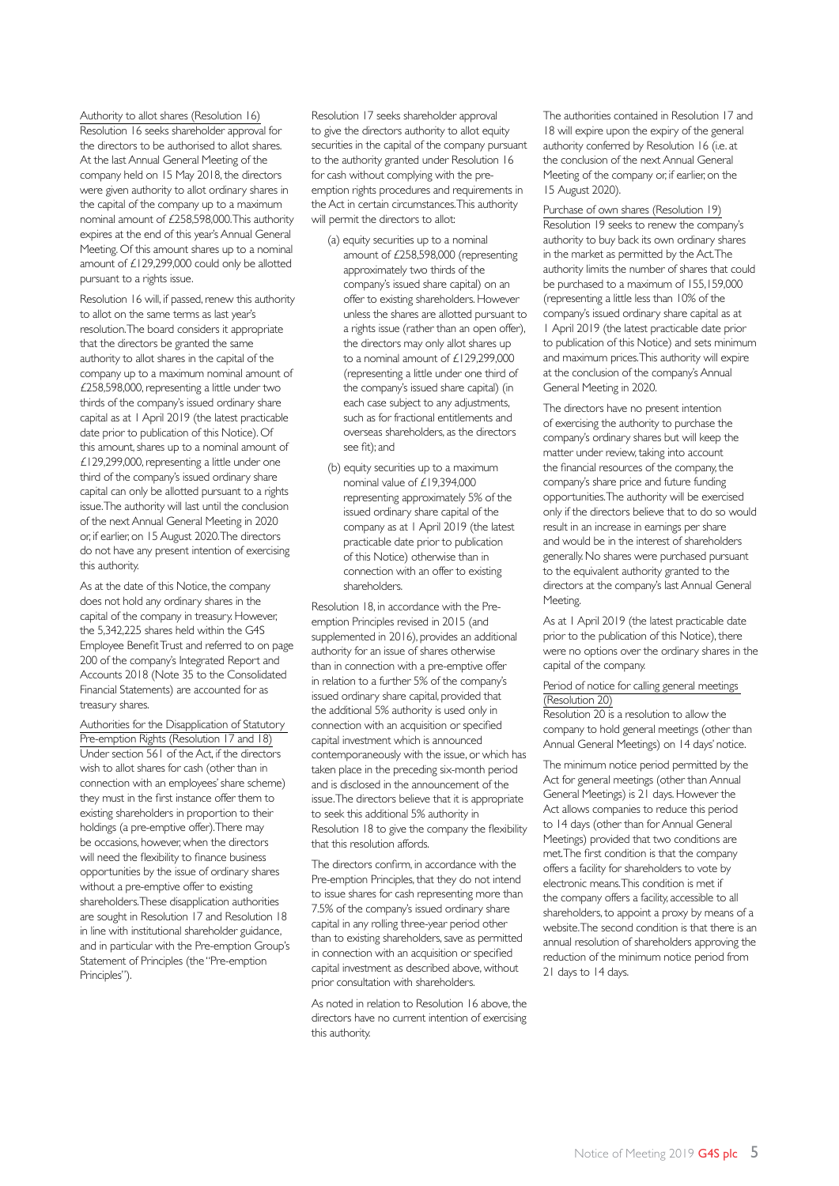### Authority to allot shares (Resolution 16)

Resolution 16 seeks shareholder approval for the directors to be authorised to allot shares. At the last Annual General Meeting of the company held on 15 May 2018, the directors were given authority to allot ordinary shares in the capital of the company up to a maximum nominal amount of £258,598,000. This authority expires at the end of this year's Annual General Meeting. Of this amount shares up to a nominal amount of £129,299,000 could only be allotted pursuant to a rights issue.

Resolution 16 will, if passed, renew this authority to allot on the same terms as last year's resolution. The board considers it appropriate that the directors be granted the same authority to allot shares in the capital of the company up to a maximum nominal amount of £258,598,000, representing a little under two thirds of the company's issued ordinary share capital as at 1 April 2019 (the latest practicable date prior to publication of this Notice). Of this amount, shares up to a nominal amount of £129,299,000, representing a little under one third of the company's issued ordinary share capital can only be allotted pursuant to a rights issue. The authority will last until the conclusion of the next Annual General Meeting in 2020 or, if earlier, on 15 August 2020. The directors do not have any present intention of exercising this authority.

As at the date of this Notice, the company does not hold any ordinary shares in the capital of the company in treasury. However, the 5,342,225 shares held within the G4S Employee Benefit Trust and referred to on page 200 of the company's Integrated Report and Accounts 2018 (Note 35 to the Consolidated Financial Statements) are accounted for as treasury shares.

### Authorities for the Disapplication of Statutory Pre-emption Rights (Resolution 17 and 18)

Under section 561 of the Act, if the directors wish to allot shares for cash (other than in connection with an employees' share scheme) they must in the first instance offer them to existing shareholders in proportion to their holdings (a pre-emptive offer). There may be occasions, however, when the directors will need the flexibility to finance business opportunities by the issue of ordinary shares without a pre-emptive offer to existing shareholders. These disapplication authorities are sought in Resolution 17 and Resolution 18 in line with institutional shareholder guidance, and in particular with the Pre-emption Group's Statement of Principles (the "Pre-emption Principles").

Resolution 17 seeks shareholder approval to give the directors authority to allot equity securities in the capital of the company pursuant to the authority granted under Resolution 16 for cash without complying with the pre-emption rights procedures and requirements in the Act in certain circumstances. This authority will permit the directors to allot:

(a) equity securities up to a nominal amount of £258,598,000 (representing approximately two thirds of the company's issued share capital) on an offer to existing shareholders. However unless the shares are allotted pursuant to a rights issue (rather than an open offer), the directors may only allot shares up to a nominal amount of £129,299,000 (representing a little under one third of the company's issued share capital) (in each case subject to any adjustments, such as for fractional entitlements and overseas shareholders, as the directors see fit); and

(b) equity securities up to a maximum nominal value of £19,394,000 representing approximately 5% of the issued ordinary share capital of the company as at 1 April 2019 (the latest practicable date prior to publication of this Notice) otherwise than in connection with an offer to existing shareholders.

Resolution 18, in accordance with the Pre-emption Principles revised in 2015 (and supplemented in 2016), provides an additional authority for an issue of shares otherwise than in connection with a pre-emptive offer in relation to a further 5% of the company's issued ordinary share capital, provided that the additional 5% authority is used only in connection with an acquisition or specified capital investment which is announced contemporaneously with the issue, or which has taken place in the preceding six-month period and is disclosed in the announcement of the issue. The directors believe that it is appropriate to seek this additional 5% authority in Resolution 18 to give the company the flexibility that this resolution affords.

The directors confirm, in accordance with the Pre-emption Principles, that they do not intend to issue shares for cash representing more than 7.5% of the company's issued ordinary share capital in any rolling three-year period other than to existing shareholders, save as permitted in connection with an acquisition or specified capital investment as described above, without prior consultation with shareholders.

As noted in relation to Resolution 16 above, the directors have no current intention of exercising this authority.

The authorities contained in Resolution 17 and 18 will expire upon the expiry of the general authority conferred by Resolution 16 (i.e. at the conclusion of the next Annual General Meeting of the company or, if earlier, on the 15 August 2020).

### Purchase of own shares (Resolution 19)

Resolution 19 seeks to renew the company's authority to buy back its own ordinary shares in the market as permitted by the Act. The authority limits the number of shares that could be purchased to a maximum of 155,159,000 (representing a little less than 10% of the company's issued ordinary share capital as at 1 April 2019 (the latest practicable date prior to publication of this Notice) and sets minimum and maximum prices. This authority will expire at the conclusion of the company's Annual General Meeting in 2020.

The directors have no present intention of exercising the authority to purchase the company's ordinary shares but will keep the matter under review, taking into account the financial resources of the company, the company's share price and future funding opportunities. The authority will be exercised only if the directors believe that to do so would result in an increase in earnings per share and would be in the interest of shareholders generally. No shares were purchased pursuant to the equivalent authority granted to the directors at the company's last Annual General Meeting.

As at 1 April 2019 (the latest practicable date prior to the publication of this Notice), there were no options over the ordinary shares in the capital of the company.

### Period of notice for calling general meetings (Resolution 20)

Resolution 20 is a resolution to allow the company to hold general meetings (other than Annual General Meetings) on 14 days' notice.

The minimum notice period permitted by the Act for general meetings (other than Annual General Meetings) is 21 days. However the Act allows companies to reduce this period to 14 days (other than for Annual General Meetings) provided that two conditions are met. The first condition is that the company offers a facility for shareholders to vote by electronic means. This condition is met if the company offers a facility, accessible to all shareholders, to appoint a proxy by means of a website. The second condition is that there is an annual resolution of shareholders approving the reduction of the minimum notice period from 21 days to 14 days.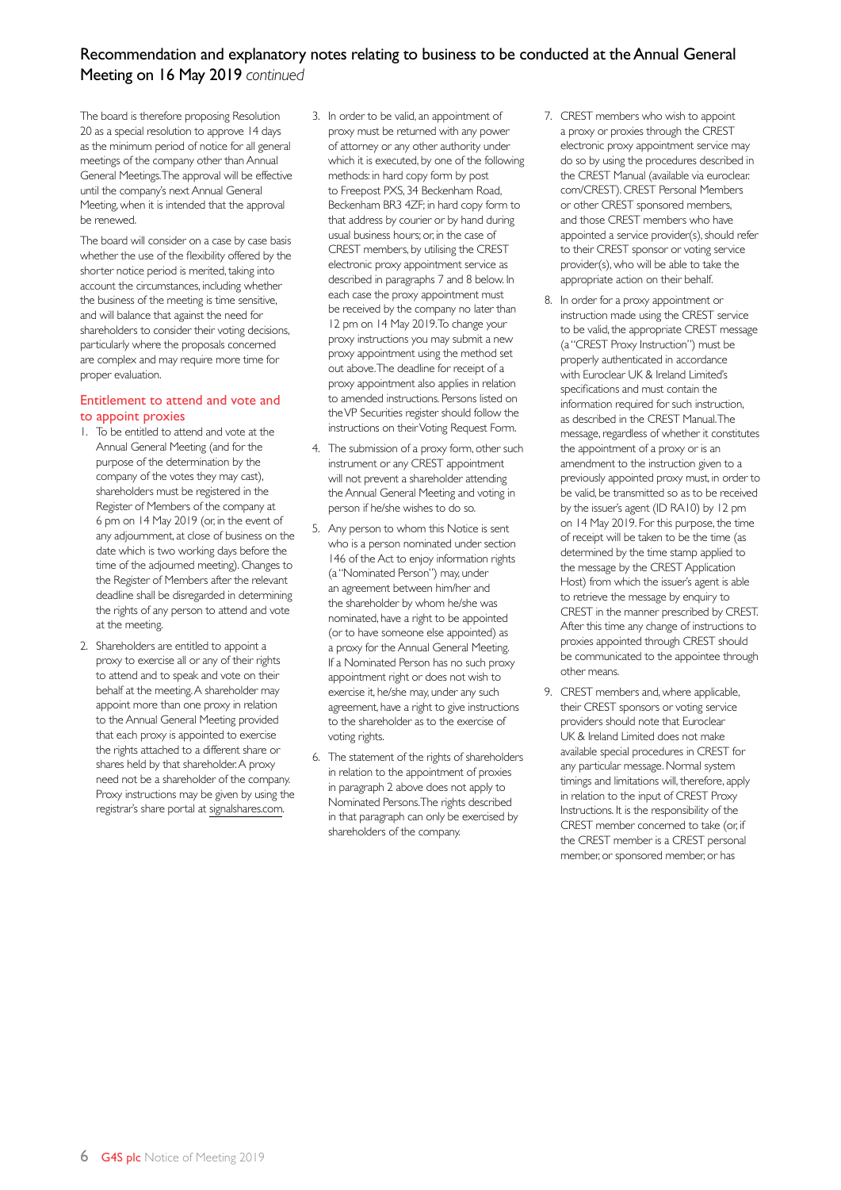## Recommendation and explanatory notes relating to business to be conducted at the Annual General Meeting on 16 May 2019 *continued*

The board is therefore proposing Resolution 20 as a special resolution to approve 14 days as the minimum period of notice for all general meetings of the company other than Annual General Meetings. The approval will be effective until the company's next Annual General Meeting, when it is intended that the approval be renewed.

The board will consider on a case by case basis whether the use of the flexibility offered by the shorter notice period is merited, taking into account the circumstances, including whether the business of the meeting is time sensitive, and will balance that against the need for shareholders to consider their voting decisions, particularly where the proposals concerned are complex and may require more time for proper evaluation.

### Entitlement to attend and vote and to appoint proxies

1. To be entitled to attend and vote at the Annual General Meeting (and for the purpose of the determination by the company of the votes they may cast), shareholders must be registered in the Register of Members of the company at 6 pm on 14 May 2019 (or, in the event of any adjournment, at close of business on the date which is two working days before the time of the adjourned meeting). Changes to the Register of Members after the relevant deadline shall be disregarded in determining the rights of any person to attend and vote at the meeting.
2. Shareholders are entitled to appoint a proxy to exercise all or any of their rights to attend and to speak and vote on their behalf at the meeting. A shareholder may appoint more than one proxy in relation to the Annual General Meeting provided that each proxy is appointed to exercise the rights attached to a different share or shares held by that shareholder. A proxy need not be a shareholder of the company. Proxy instructions may be given by using the registrar's share portal at signalshares.com.
3. In order to be valid, an appointment of proxy must be returned with any power of attorney or any other authority under which it is executed, by one of the following methods: in hard copy form by post to Freepost PXS, 34 Beckenham Road, Beckenham BR3 4ZF; in hard copy form to that address by courier or by hand during usual business hours; or, in the case of CREST members, by utilising the CREST electronic proxy appointment service as described in paragraphs 7 and 8 below. In each case the proxy appointment must be received by the company no later than 12 pm on 14 May 2019. To change your proxy instructions you may submit a new proxy appointment using the method set out above. The deadline for receipt of a proxy appointment also applies in relation to amended instructions. Persons listed on the VP Securities register should follow the instructions on their Voting Request Form.
4. The submission of a proxy form, other such instrument or any CREST appointment will not prevent a shareholder attending the Annual General Meeting and voting in person if he/she wishes to do so.
5. Any person to whom this Notice is sent who is a person nominated under section 146 of the Act to enjoy information rights (a "Nominated Person") may, under an agreement between him/her and the shareholder by whom he/she was nominated, have a right to be appointed (or to have someone else appointed) as a proxy for the Annual General Meeting. If a Nominated Person has no such proxy appointment right or does not wish to exercise it, he/she may, under any such agreement, have a right to give instructions to the shareholder as to the exercise of voting rights.
6. The statement of the rights of shareholders in relation to the appointment of proxies in paragraph 2 above does not apply to Nominated Persons. The rights described in that paragraph can only be exercised by shareholders of the company.
7. CREST members who wish to appoint a proxy or proxies through the CREST electronic proxy appointment service may do so by using the procedures described in the CREST Manual (available via euroclear.com/CREST). CREST Personal Members or other CREST sponsored members, and those CREST members who have appointed a service provider(s), should refer to their CREST sponsor or voting service provider(s), who will be able to take the appropriate action on their behalf.
8. In order for a proxy appointment or instruction made using the CREST service to be valid, the appropriate CREST message (a "CREST Proxy Instruction") must be properly authenticated in accordance with Euroclear UK & Ireland Limited's specifications and must contain the information required for such instruction, as described in the CREST Manual. The message, regardless of whether it constitutes the appointment of a proxy or is an amendment to the instruction given to a previously appointed proxy must, in order to be valid, be transmitted so as to be received by the issuer's agent (ID RA10) by 12 pm on 14 May 2019. For this purpose, the time of receipt will be taken to be the time (as determined by the time stamp applied to the message by the CREST Application Host) from which the issuer's agent is able to retrieve the message by enquiry to CREST in the manner prescribed by CREST. After this time any change of instructions to proxies appointed through CREST should be communicated to the appointee through other means.
9. CREST members and, where applicable, their CREST sponsors or voting service providers should note that Euroclear UK & Ireland Limited does not make available special procedures in CREST for any particular message. Normal system timings and limitations will, therefore, apply in relation to the input of CREST Proxy Instructions. It is the responsibility of the CREST member concerned to take (or, if the CREST member is a CREST personal member, or sponsored member, or has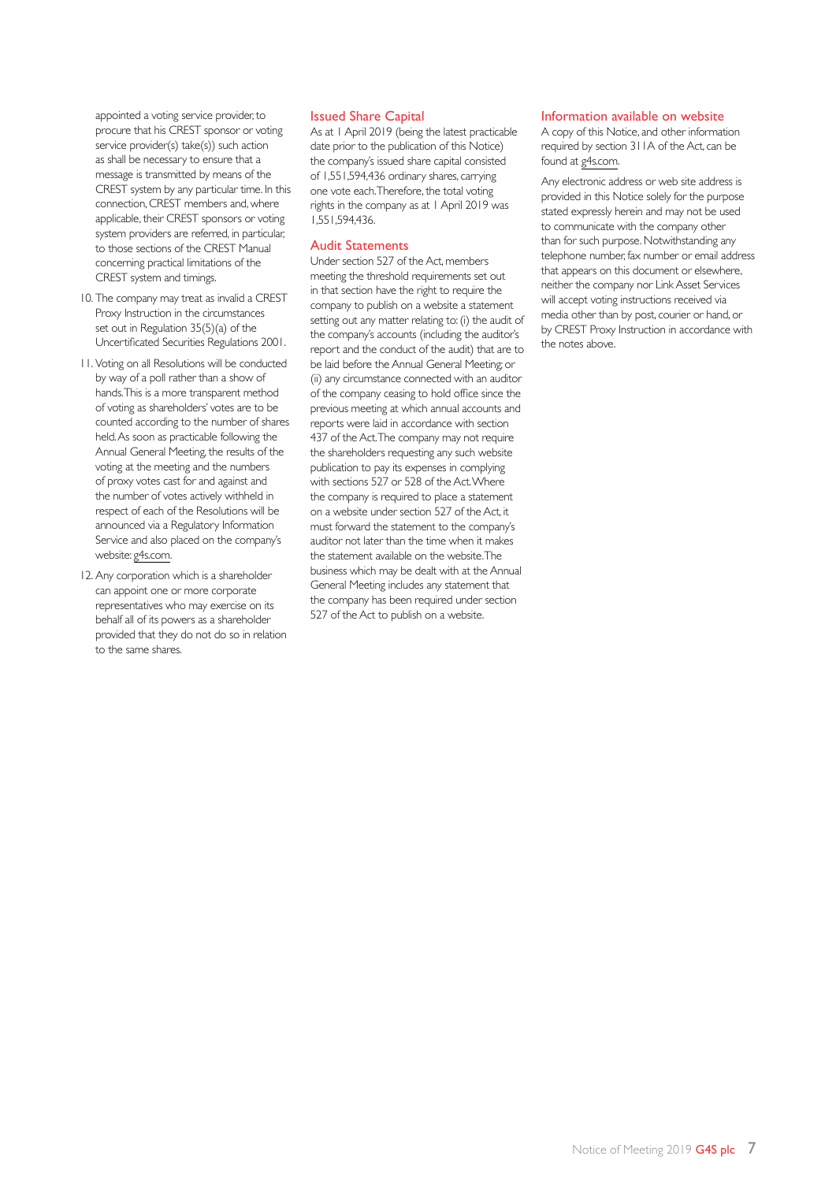appointed a voting service provider, to procure that his CREST sponsor or voting service provider(s) take(s)) such action as shall be necessary to ensure that a message is transmitted by means of the CREST system by any particular time. In this connection, CREST members and, where applicable, their CREST sponsors or voting system providers are referred, in particular, to those sections of the CREST Manual concerning practical limitations of the CREST system and timings.

10. The company may treat as invalid a CREST Proxy Instruction in the circumstances set out in Regulation 35(5)(a) of the Uncertificated Securities Regulations 2001.
11. Voting on all Resolutions will be conducted by way of a poll rather than a show of hands. This is a more transparent method of voting as shareholders' votes are to be counted according to the number of shares held. As soon as practicable following the Annual General Meeting, the results of the voting at the meeting and the numbers of proxy votes cast for and against and the number of votes actively withheld in respect of each of the Resolutions will be announced via a Regulatory Information Service and also placed on the company's website: g4s.com.
12. Any corporation which is a shareholder can appoint one or more corporate representatives who may exercise on its behalf all of its powers as a shareholder provided that they do not do so in relation to the same shares.

## Issued Share Capital

As at 1 April 2019 (being the latest practicable date prior to the publication of this Notice) the company's issued share capital consisted of 1,551,594,436 ordinary shares, carrying one vote each. Therefore, the total voting rights in the company as at 1 April 2019 was 1,551,594,436.

## Audit Statements

Under section 527 of the Act, members meeting the threshold requirements set out in that section have the right to require the company to publish on a website a statement setting out any matter relating to: (i) the audit of the company's accounts (including the auditor's report and the conduct of the audit) that are to be laid before the Annual General Meeting; or (ii) any circumstance connected with an auditor of the company ceasing to hold office since the previous meeting at which annual accounts and reports were laid in accordance with section 437 of the Act. The company may not require the shareholders requesting any such website publication to pay its expenses in complying with sections 527 or 528 of the Act. Where the company is required to place a statement on a website under section 527 of the Act, it must forward the statement to the company's auditor not later than the time when it makes the statement available on the website. The business which may be dealt with at the Annual General Meeting includes any statement that the company has been required under section 527 of the Act to publish on a website.

## Information available on website

A copy of this Notice, and other information required by section 311A of the Act, can be found at g4s.com.

Any electronic address or web site address is provided in this Notice solely for the purpose stated expressly herein and may not be used to communicate with the company other than for such purpose. Notwithstanding any telephone number, fax number or email address that appears on this document or elsewhere, neither the company nor Link Asset Services will accept voting instructions received via media other than by post, courier or hand, or by CREST Proxy Instruction in accordance with the notes above.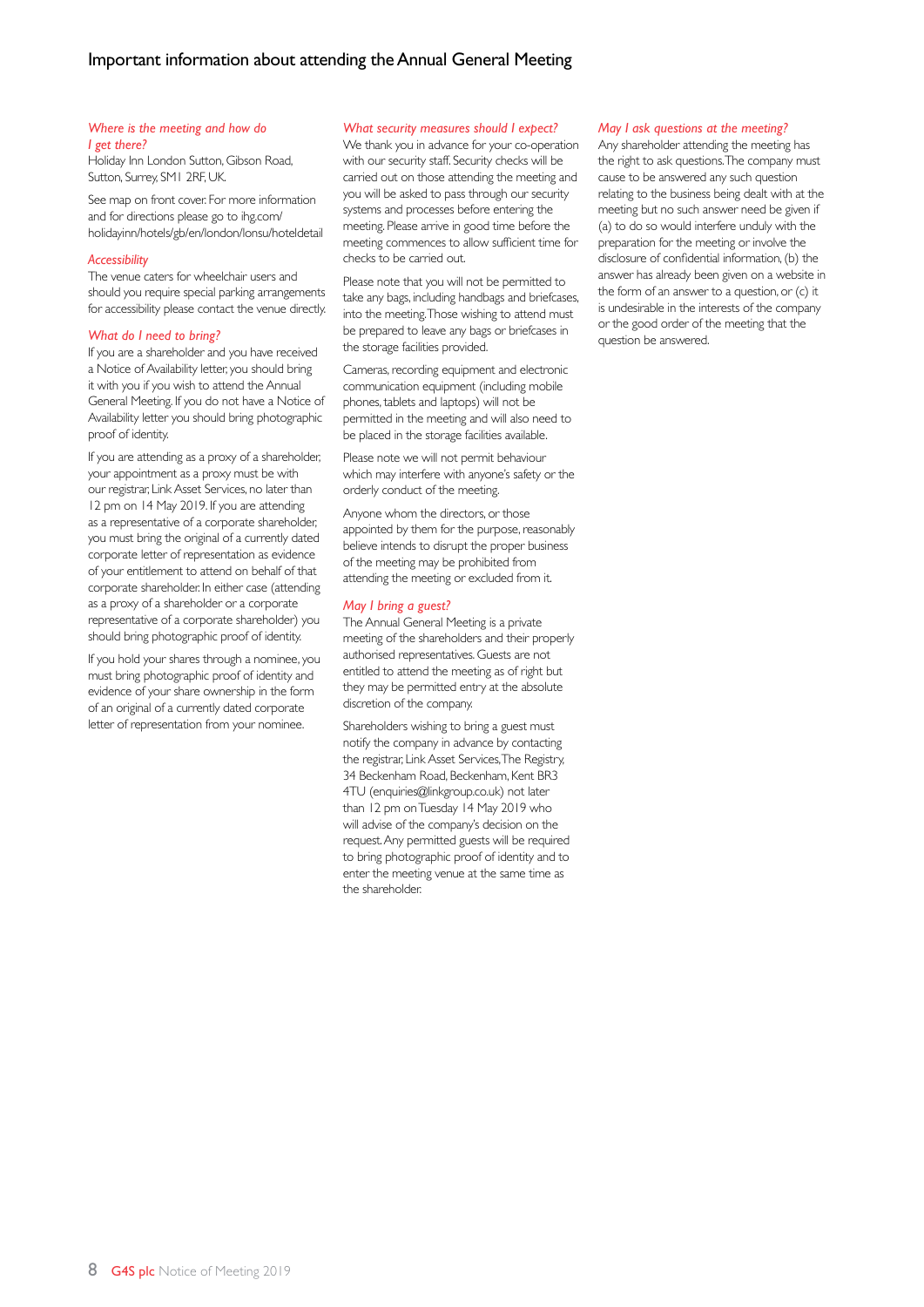# Important information about attending the Annual General Meeting

### *Where is the meeting and how do I get there?*

Holiday Inn London Sutton, Gibson Road, Sutton, Surrey, SM1 2RF, UK.

See map on front cover. For more information and for directions please go to ihg.com/holidayinn/hotels/gb/en/london/lonsu/hoteldetail

### *Accessibility*

The venue caters for wheelchair users and should you require special parking arrangements for accessibility please contact the venue directly.

### *What do I need to bring?*

If you are a shareholder and you have received a Notice of Availability letter, you should bring it with you if you wish to attend the Annual General Meeting. If you do not have a Notice of Availability letter you should bring photographic proof of identity.

If you are attending as a proxy of a shareholder, your appointment as a proxy must be with our registrar, Link Asset Services, no later than 12 pm on 14 May 2019. If you are attending as a representative of a corporate shareholder, you must bring the original of a currently dated corporate letter of representation as evidence of your entitlement to attend on behalf of that corporate shareholder. In either case (attending as a proxy of a shareholder or a corporate representative of a corporate shareholder) you should bring photographic proof of identity.

If you hold your shares through a nominee, you must bring photographic proof of identity and evidence of your share ownership in the form of an original of a currently dated corporate letter of representation from your nominee.

### *What security measures should I expect?*

We thank you in advance for your co-operation with our security staff. Security checks will be carried out on those attending the meeting and you will be asked to pass through our security systems and processes before entering the meeting. Please arrive in good time before the meeting commences to allow sufficient time for checks to be carried out.

Please note that you will not be permitted to take any bags, including handbags and briefcases, into the meeting. Those wishing to attend must be prepared to leave any bags or briefcases in the storage facilities provided.

Cameras, recording equipment and electronic communication equipment (including mobile phones, tablets and laptops) will not be permitted in the meeting and will also need to be placed in the storage facilities available.

Please note we will not permit behaviour which may interfere with anyone's safety or the orderly conduct of the meeting.

Anyone whom the directors, or those appointed by them for the purpose, reasonably believe intends to disrupt the proper business of the meeting may be prohibited from attending the meeting or excluded from it.

### *May I bring a guest?*

The Annual General Meeting is a private meeting of the shareholders and their properly authorised representatives. Guests are not entitled to attend the meeting as of right but they may be permitted entry at the absolute discretion of the company.

Shareholders wishing to bring a guest must notify the company in advance by contacting the registrar, Link Asset Services, The Registry, 34 Beckenham Road, Beckenham, Kent BR3 4TU (enquiries@linkgroup.co.uk) not later than 12 pm on Tuesday 14 May 2019 who will advise of the company's decision on the request. Any permitted guests will be required to bring photographic proof of identity and to enter the meeting venue at the same time as the shareholder.

### *May I ask questions at the meeting?*

Any shareholder attending the meeting has the right to ask questions. The company must cause to be answered any such question relating to the business being dealt with at the meeting but no such answer need be given if (a) to do so would interfere unduly with the preparation for the meeting or involve the disclosure of confidential information, (b) the answer has already been given on a website in the form of an answer to a question, or (c) it is undesirable in the interests of the company or the good order of the meeting that the question be answered.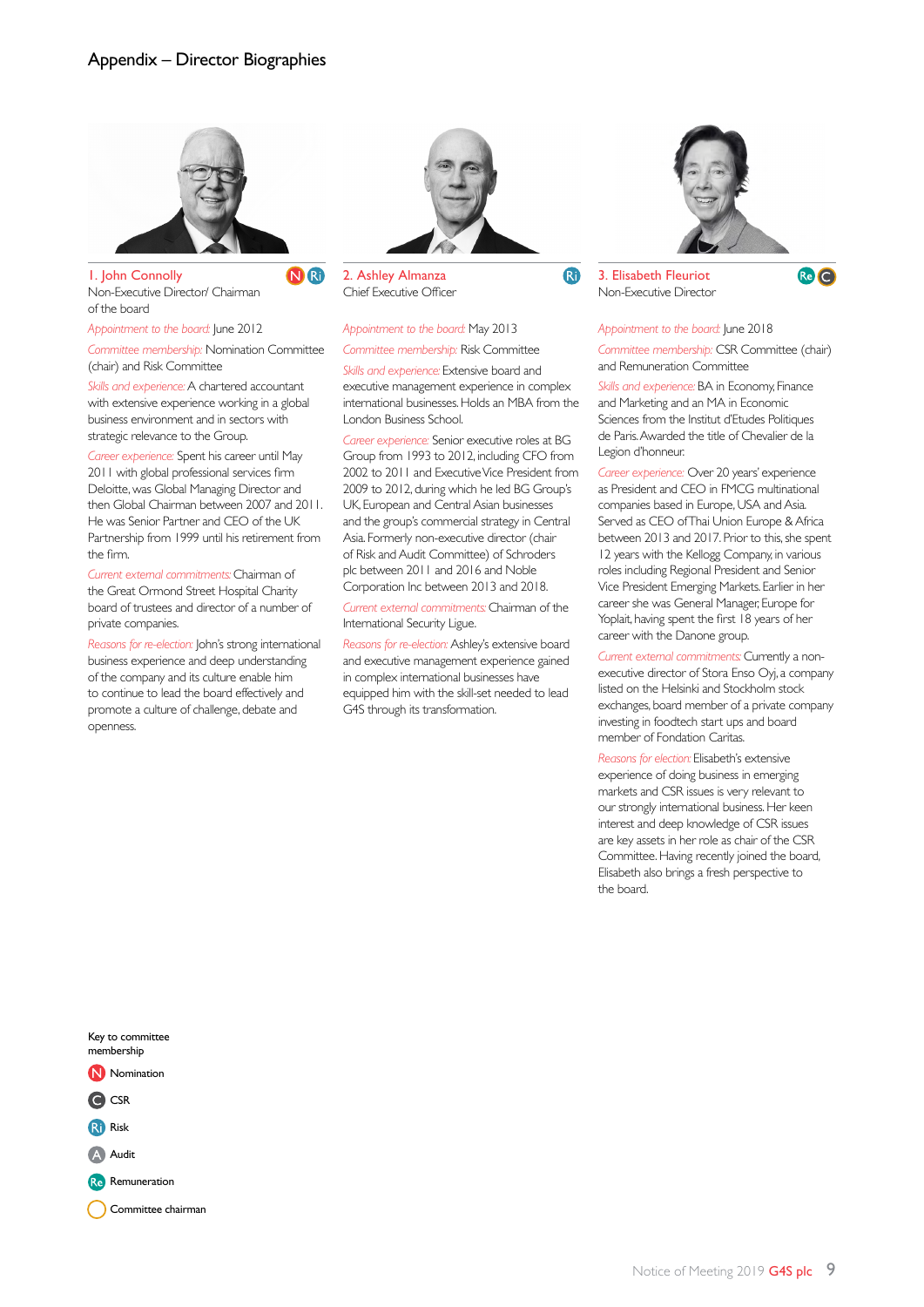# Appendix – Director Biographies

## 1. John Connolly

N Ri

Non-Executive Director/ Chairman of the board

*Appointment to the board:* June 2012

*Committee membership:* Nomination Committee (chair) and Risk Committee

*Skills and experience:* A chartered accountant with extensive experience working in a global business environment and in sectors with strategic relevance to the Group.

*Career experience:* Spent his career until May 2011 with global professional services firm Deloitte, was Global Managing Director and then Global Chairman between 2007 and 2011. He was Senior Partner and CEO of the UK Partnership from 1999 until his retirement from the firm.

*Current external commitments:* Chairman of the Great Ormond Street Hospital Charity board of trustees and director of a number of private companies.

*Reasons for re-election:* John's strong international business experience and deep understanding of the company and its culture enable him to continue to lead the board effectively and promote a culture of challenge, debate and openness.

## 2. Ashley Almanza

Ri

Chief Executive Officer

*Appointment to the board:* May 2013

*Committee membership:* Risk Committee

*Skills and experience:* Extensive board and executive management experience in complex international businesses. Holds an MBA from the London Business School.

*Career experience:* Senior executive roles at BG Group from 1993 to 2012, including CFO from 2002 to 2011 and Executive Vice President from 2009 to 2012, during which he led BG Group's UK, European and Central Asian businesses and the group's commercial strategy in Central Asia. Formerly non-executive director (chair of Risk and Audit Committee) of Schroders plc between 2011 and 2016 and Noble Corporation Inc between 2013 and 2018.

*Current external commitments:* Chairman of the International Security Ligue.

*Reasons for re-election:* Ashley's extensive board and executive management experience gained in complex international businesses have equipped him with the skill-set needed to lead G4S through its transformation.

## 3. Elisabeth Fleuriot

Re C

Non-Executive Director

*Appointment to the board:* June 2018

*Committee membership:* CSR Committee (chair) and Remuneration Committee

*Skills and experience:* BA in Economy, Finance and Marketing and an MA in Economic Sciences from the Institut d'Etudes Politiques de Paris. Awarded the title of Chevalier de la Legion d'honneur.

*Career experience:* Over 20 years' experience as President and CEO in FMCG multinational companies based in Europe, USA and Asia. Served as CEO of Thai Union Europe & Africa between 2013 and 2017. Prior to this, she spent 12 years with the Kellogg Company, in various roles including Regional President and Senior Vice President Emerging Markets. Earlier in her career she was General Manager, Europe for Yoplait, having spent the first 18 years of her career with the Danone group.

*Current external commitments:* Currently a non-executive director of Stora Enso Oyj, a company listed on the Helsinki and Stockholm stock exchanges, board member of a private company investing in foodtech start ups and board member of Fondation Caritas.

*Reasons for election:* Elisabeth's extensive experience of doing business in emerging markets and CSR issues is very relevant to our strongly international business. Her keen interest and deep knowledge of CSR issues are key assets in her role as chair of the CSR Committee. Having recently joined the board, Elisabeth also brings a fresh perspective to the board.

---

**Key to committee membership**

- N – Nomination
- C – CSR
- Ri – Risk
- A – Audit
- Re – Remuneration
- ○ – Committee chairman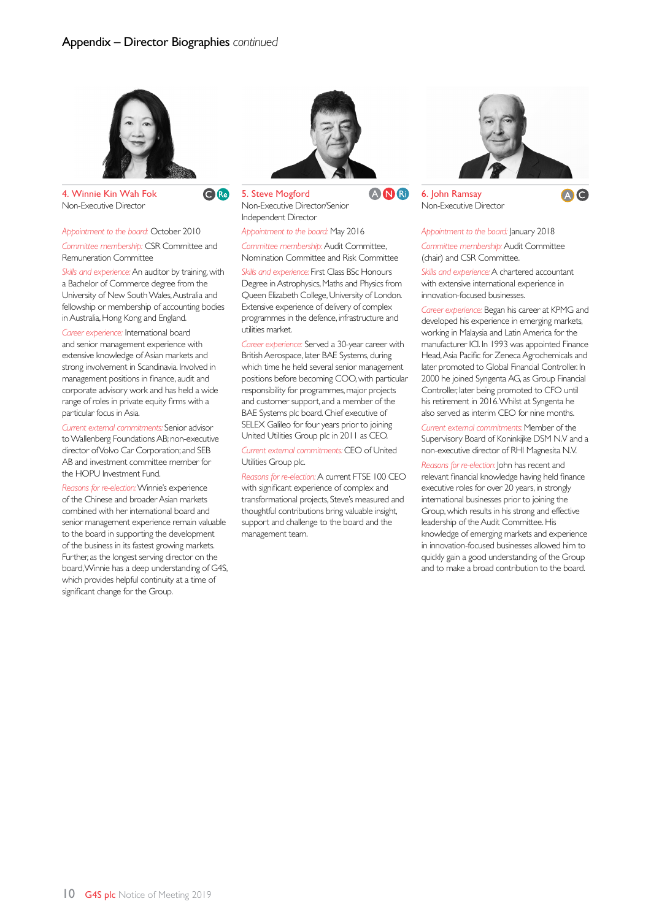## Appendix – Director Biographies *continued*

### 4. Winnie Kin Wah Fok

C Re

Non-Executive Director

*Appointment to the board:* October 2010

*Committee membership:* CSR Committee and Remuneration Committee

*Skills and experience:* An auditor by training, with a Bachelor of Commerce degree from the University of New South Wales, Australia and fellowship or membership of accounting bodies in Australia, Hong Kong and England.

*Career experience:* International board and senior management experience with extensive knowledge of Asian markets and strong involvement in Scandinavia. Involved in management positions in finance, audit and corporate advisory work and has held a wide range of roles in private equity firms with a particular focus in Asia.

*Current external commitments:* Senior advisor to Wallenberg Foundations AB; non-executive director of Volvo Car Corporation; and SEB AB and investment committee member for the HOPU Investment Fund.

*Reasons for re-election:* Winnie's experience of the Chinese and broader Asian markets combined with her international board and senior management experience remain valuable to the board in supporting the development of the business in its fastest growing markets. Further, as the longest serving director on the board, Winnie has a deep understanding of G4S, which provides helpful continuity at a time of significant change for the Group.

### 5. Steve Mogford

A N Ri

Non-Executive Director/Senior Independent Director

*Appointment to the board:* May 2016

*Committee membership:* Audit Committee, Nomination Committee and Risk Committee

*Skills and experience:* First Class BSc Honours Degree in Astrophysics, Maths and Physics from Queen Elizabeth College, University of London. Extensive experience of delivery of complex programmes in the defence, infrastructure and utilities market.

*Career experience:* Served a 30-year career with British Aerospace, later BAE Systems, during which time he held several senior management positions before becoming COO, with particular responsibility for programmes, major projects and customer support, and a member of the BAE Systems plc board. Chief executive of SELEX Galileo for four years prior to joining United Utilities Group plc in 2011 as CEO.

*Current external commitments:* CEO of United Utilities Group plc.

*Reasons for re-election:* A current FTSE 100 CEO with significant experience of complex and transformational projects, Steve's measured and thoughtful contributions bring valuable insight, support and challenge to the board and the management team.

### 6. John Ramsay

A C

Non-Executive Director

*Appointment to the board:* January 2018

*Committee membership:* Audit Committee (chair) and CSR Committee.

*Skills and experience:* A chartered accountant with extensive international experience in innovation-focused businesses.

*Career experience:* Began his career at KPMG and developed his experience in emerging markets, working in Malaysia and Latin America for the manufacturer ICI. In 1993 was appointed Finance Head, Asia Pacific for Zeneca Agrochemicals and later promoted to Global Financial Controller. In 2000 he joined Syngenta AG, as Group Financial Controller, later being promoted to CFO until his retirement in 2016. Whilst at Syngenta he also served as interim CEO for nine months.

*Current external commitments:* Member of the Supervisory Board of Koninkijke DSM N.V and a non-executive director of RHI Magnesita N.V.

*Reasons for re-election:* John has recent and relevant financial knowledge having held finance executive roles for over 20 years, in strongly international businesses prior to joining the Group, which results in his strong and effective leadership of the Audit Committee. His knowledge of emerging markets and experience in innovation-focused businesses allowed him to quickly gain a good understanding of the Group and to make a broad contribution to the board.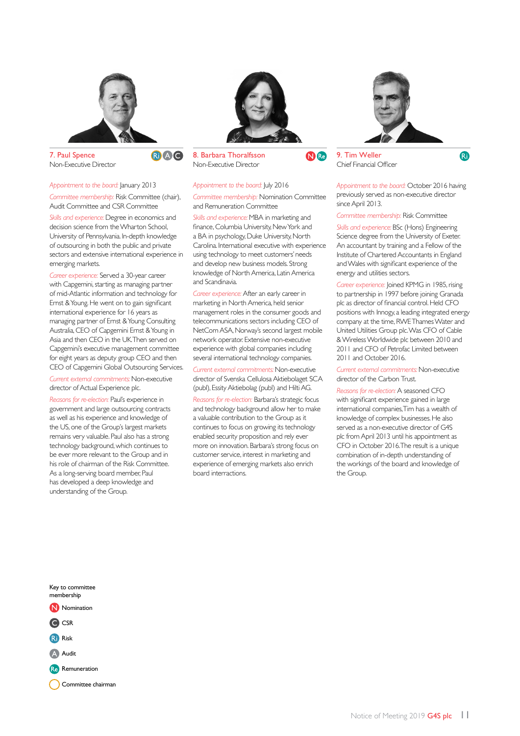## 7. Paul Spence

Non-Executive Director

Ri A C

*Appointment to the board:* January 2013

*Committee membership:* Risk Committee (chair), Audit Committee and CSR Committee

*Skills and experience:* Degree in economics and decision science from the Wharton School, University of Pennsylvania. In-depth knowledge of outsourcing in both the public and private sectors and extensive international experience in emerging markets.

*Career experience:* Served a 30-year career with Capgemini, starting as managing partner of mid-Atlantic information and technology for Ernst & Young. He went on to gain significant international experience for 16 years as managing partner of Ernst & Young Consulting Australia, CEO of Capgemini Ernst & Young in Asia and then CEO in the UK. Then served on Capgemini's executive management committee for eight years as deputy group CEO and then CEO of Capgemini Global Outsourcing Services.

*Current external commitments:* Non-executive director of Actual Experience plc.

*Reasons for re-election:* Paul's experience in government and large outsourcing contracts as well as his experience and knowledge of the US, one of the Group's largest markets remains very valuable. Paul also has a strong technology background, which continues to be ever more relevant to the Group and in his role of chairman of the Risk Committee. As a long-serving board member, Paul has developed a deep knowledge and understanding of the Group.

## 8. Barbara Thoralfsson

Non-Executive Director

N Re

*Appointment to the board:* July 2016

*Committee membership:* Nomination Committee and Remuneration Committee

*Skills and experience:* MBA in marketing and finance, Columbia University, New York and a BA in psychology, Duke University, North Carolina. International executive with experience using technology to meet customers' needs and develop new business models. Strong knowledge of North America, Latin America and Scandinavia.

*Career experience:* After an early career in marketing in North America, held senior management roles in the consumer goods and telecommunications sectors including CEO of NetCom ASA, Norway's second largest mobile network operator. Extensive non-executive experience with global companies including several international technology companies.

*Current external commitments:* Non-executive director of Svenska Cellulosa Aktiebolaget SCA (publ), Essity Aktiebolag (publ) and Hilti AG.

*Reasons for re-election:* Barbara's strategic focus and technology background allow her to make a valuable contribution to the Group as it continues to focus on growing its technology enabled security proposition and rely ever more on innovation. Barbara's strong focus on customer service, interest in marketing and experience of emerging markets also enrich board interactions.

## 9. Tim Weller

Chief Financial Officer

Ri

*Appointment to the board:* October 2016 having previously served as non-executive director since April 2013.

*Committee membership:* Risk Committee

*Skills and experience:* BSc (Hons) Engineering Science degree from the University of Exeter. An accountant by training and a Fellow of the Institute of Chartered Accountants in England and Wales with significant experience of the energy and utilities sectors.

*Career experience:* Joined KPMG in 1985, rising to partnership in 1997 before joining Granada plc as director of financial control. Held CFO positions with Innogy, a leading integrated energy company at the time, RWE Thames Water and United Utilities Group plc. Was CFO of Cable & Wireless Worldwide plc between 2010 and 2011 and CFO of Petrofac Limited between 2011 and October 2016.

*Current external commitments:* Non-executive director of the Carbon Trust.

*Reasons for re-election:* A seasoned CFO with significant experience gained in large international companies, Tim has a wealth of knowledge of complex businesses. He also served as a non-executive director of G4S plc from April 2013 until his appointment as CFO in October 2016. The result is a unique combination of in-depth understanding of the workings of the board and knowledge of the Group.

Key to committee membership

- N Nomination
- C CSR
- Ri Risk
- A Audit
- Re Remuneration
- ◯ Committee chairman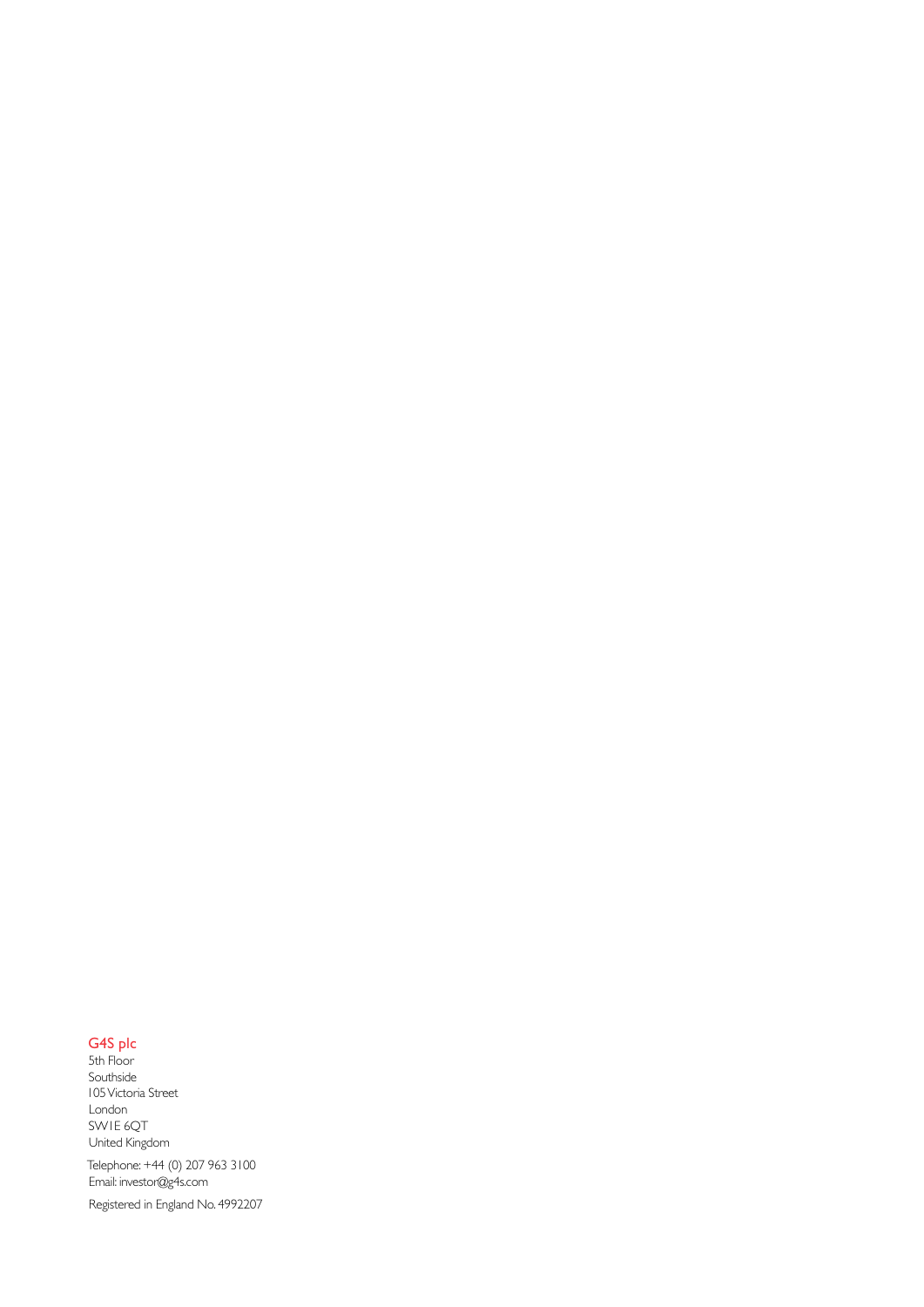G4S plc

5th Floor
Southside
105 Victoria Street
London
SW1E 6QT
United Kingdom

Telephone: +44 (0) 207 963 3100
Email: investor@g4s.com

Registered in England No. 4992207